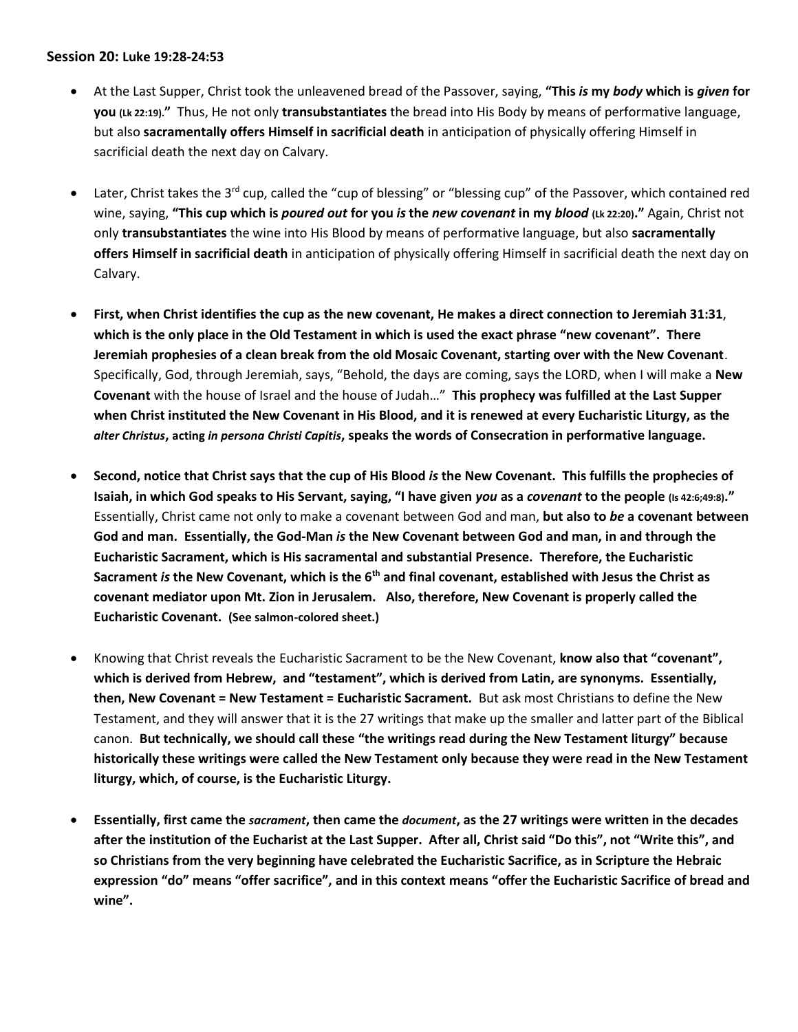**Session 20: Luke 19:28-24:53**

- At the Last Supper, Christ took the unleavened bread of the Passover, saying, **"This *is* my *body* which is *given* for you (Lk 22:19)."** Thus, He not only **transubstantiates** the bread into His Body by means of performative language, but also **sacramentally offers Himself in sacrificial death** in anticipation of physically offering Himself in sacrificial death the next day on Calvary.

- Later, Christ takes the 3rd cup, called the "cup of blessing" or "blessing cup" of the Passover, which contained red wine, saying, **"This cup which is *poured out* for you *is* the *new covenant* in my *blood* (Lk 22:20)."** Again, Christ not only **transubstantiates** the wine into His Blood by means of performative language, but also **sacramentally offers Himself in sacrificial death** in anticipation of physically offering Himself in sacrificial death the next day on Calvary.

- **First, when Christ identifies the cup as the new covenant, He makes a direct connection to Jeremiah 31:31, which is the only place in the Old Testament in which is used the exact phrase "new covenant". There Jeremiah prophesies of a clean break from the old Mosaic Covenant, starting over with the New Covenant**. Specifically, God, through Jeremiah, says, "Behold, the days are coming, says the LORD, when I will make a **New Covenant** with the house of Israel and the house of Judah…" **This prophecy was fulfilled at the Last Supper when Christ instituted the New Covenant in His Blood, and it is renewed at every Eucharistic Liturgy, as the *alter Christus*, acting *in persona Christi Capitis*, speaks the words of Consecration in performative language.**

- **Second, notice that Christ says that the cup of His Blood *is* the New Covenant. This fulfills the prophecies of Isaiah, in which God speaks to His Servant, saying, "I have given *you* as a *covenant* to the people (Is 42:6;49:8)."** Essentially, Christ came not only to make a covenant between God and man, **but also to *be* a covenant between God and man. Essentially, the God-Man *is* the New Covenant between God and man, in and through the Eucharistic Sacrament, which is His sacramental and substantial Presence. Therefore, the Eucharistic Sacrament *is* the New Covenant, which is the 6th and final covenant, established with Jesus the Christ as covenant mediator upon Mt. Zion in Jerusalem. Also, therefore, New Covenant is properly called the Eucharistic Covenant. (See salmon-colored sheet.)**

- Knowing that Christ reveals the Eucharistic Sacrament to be the New Covenant, **know also that "covenant", which is derived from Hebrew, and "testament", which is derived from Latin, are synonyms. Essentially, then, New Covenant = New Testament = Eucharistic Sacrament.** But ask most Christians to define the New Testament, and they will answer that it is the 27 writings that make up the smaller and latter part of the Biblical canon. **But technically, we should call these "the writings read during the New Testament liturgy" because historically these writings were called the New Testament only because they were read in the New Testament liturgy, which, of course, is the Eucharistic Liturgy.**

- **Essentially, first came the *sacrament*, then came the *document*, as the 27 writings were written in the decades after the institution of the Eucharist at the Last Supper. After all, Christ said "Do this", not "Write this", and so Christians from the very beginning have celebrated the Eucharistic Sacrifice, as in Scripture the Hebraic expression "do" means "offer sacrifice", and in this context means "offer the Eucharistic Sacrifice of bread and wine".**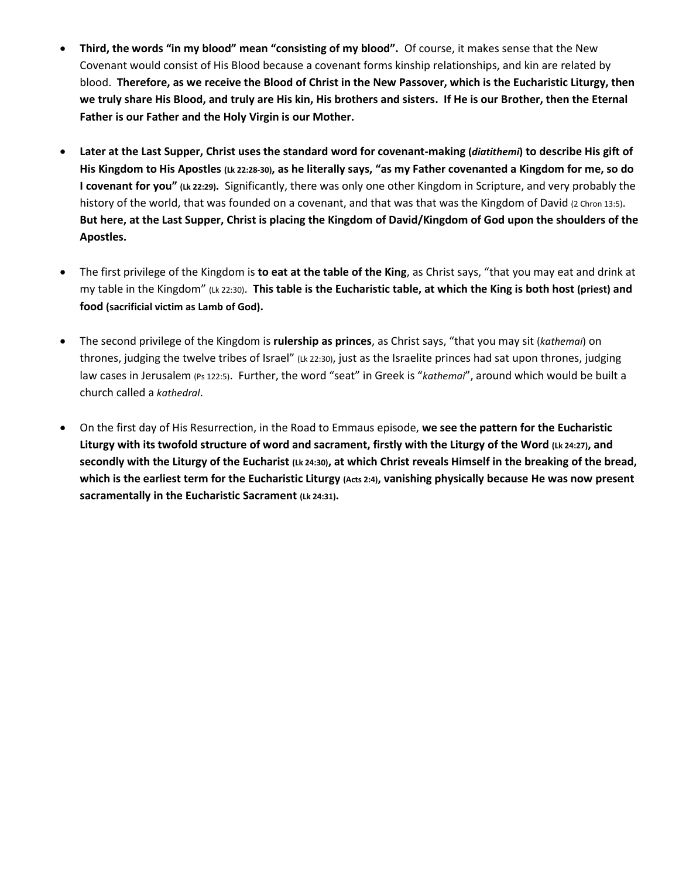- **Third, the words "in my blood" mean "consisting of my blood".** Of course, it makes sense that the New Covenant would consist of His Blood because a covenant forms kinship relationships, and kin are related by blood. **Therefore, as we receive the Blood of Christ in the New Passover, which is the Eucharistic Liturgy, then we truly share His Blood, and truly are His kin, His brothers and sisters. If He is our Brother, then the Eternal Father is our Father and the Holy Virgin is our Mother.**

- **Later at the Last Supper, Christ uses the standard word for covenant-making (*diatithemi*) to describe His gift of His Kingdom to His Apostles (Lk 22:28-30), as he literally says, "as my Father covenanted a Kingdom for me, so do I covenant for you" (Lk 22:29).** Significantly, there was only one other Kingdom in Scripture, and very probably the history of the world, that was founded on a covenant, and that was that was the Kingdom of David (2 Chron 13:5). **But here, at the Last Supper, Christ is placing the Kingdom of David/Kingdom of God upon the shoulders of the Apostles.**

- The first privilege of the Kingdom is **to eat at the table of the King**, as Christ says, "that you may eat and drink at my table in the Kingdom" (Lk 22:30). **This table is the Eucharistic table, at which the King is both host (priest) and food (sacrificial victim as Lamb of God).**

- The second privilege of the Kingdom is **rulership as princes**, as Christ says, "that you may sit (*kathemai*) on thrones, judging the twelve tribes of Israel" (Lk 22:30), just as the Israelite princes had sat upon thrones, judging law cases in Jerusalem (Ps 122:5). Further, the word "seat" in Greek is "*kathemai*", around which would be built a church called a *kathedral*.

- On the first day of His Resurrection, in the Road to Emmaus episode, **we see the pattern for the Eucharistic Liturgy with its twofold structure of word and sacrament, firstly with the Liturgy of the Word (Lk 24:27), and secondly with the Liturgy of the Eucharist (Lk 24:30), at which Christ reveals Himself in the breaking of the bread, which is the earliest term for the Eucharistic Liturgy (Acts 2:4), vanishing physically because He was now present sacramentally in the Eucharistic Sacrament (Lk 24:31).**